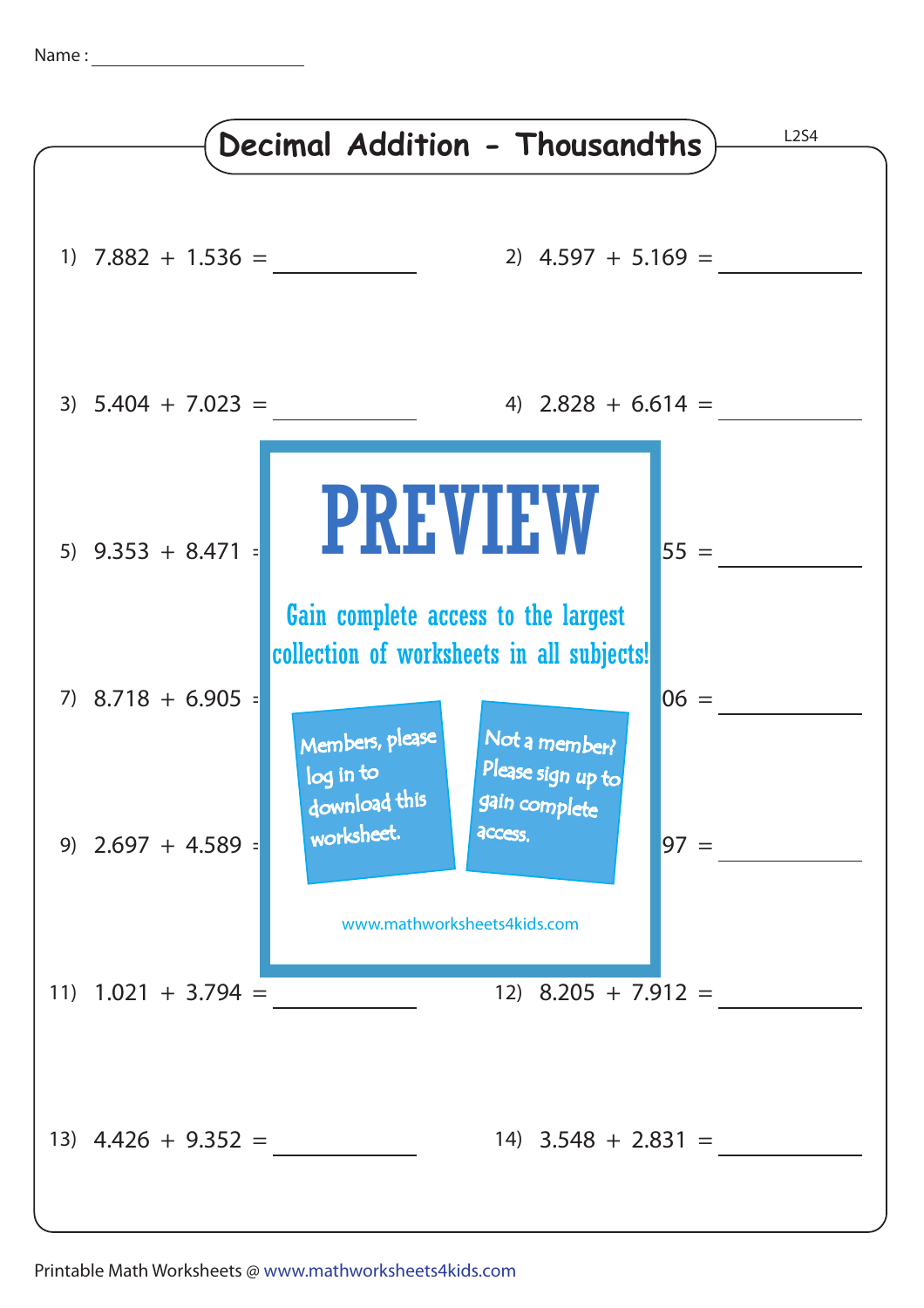Name : ____________________

# Decimal Addition - Thousandths

L2S4

1) 7.882 + 1.536 = __________

2) 4.597 + 5.169 = __________

3) 5.404 + 7.023 = __________

4) 2.828 + 6.614 = __________

5) 9.353 + 8.471 = __________

55 = __________

7) 8.718 + 6.905 = __________

06 = __________

9) 2.697 + 4.589 = __________

97 = __________

11) 1.021 + 3.794 = __________

12) 8.205 + 7.912 = __________

13) 4.426 + 9.352 = __________

14) 3.548 + 2.831 = __________

PREVIEW

Gain complete access to the largest collection of worksheets in all subjects!

Members, please log in to download this worksheet.

Not a member? Please sign up to gain complete access.

www.mathworksheets4kids.com

Printable Math Worksheets @ www.mathworksheets4kids.com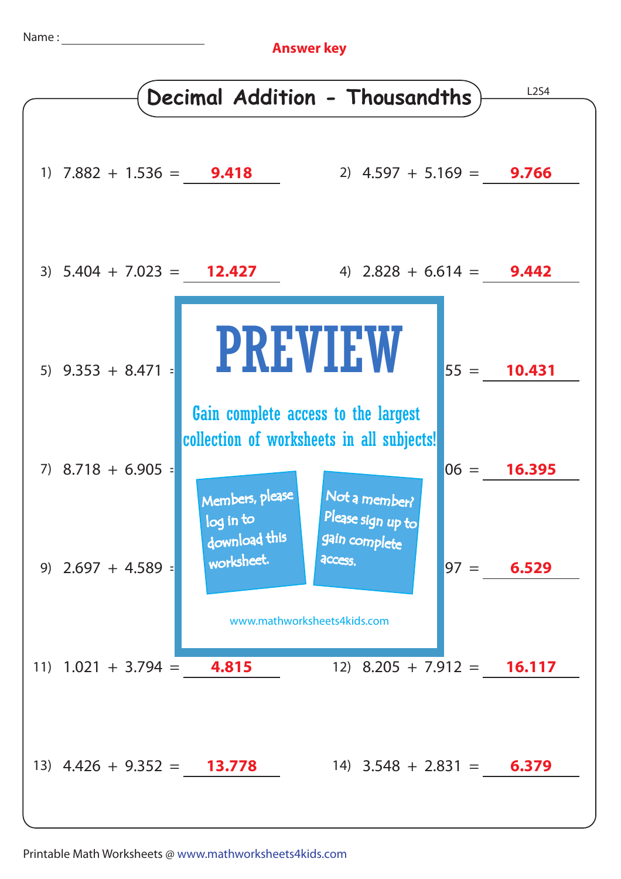Name : ____________________

**Answer key**

# Decimal Addition - Thousandths

L2S4

1) 7.882 + 1.536 = **9.418**

2) 4.597 + 5.169 = **9.766**

3) 5.404 + 7.023 = **12.427**

4) 2.828 + 6.614 = **9.442**

5) 9.353 + 8.471 =

6) 55 = **10.431**

7) 8.718 + 6.905 =

8) 06 = **16.395**

9) 2.697 + 4.589 =

10) 97 = **6.529**

PREVIEW

Gain complete access to the largest collection of worksheets in all subjects!

Members, please log in to download this worksheet.

Not a member? Please sign up to gain complete access.

www.mathworksheets4kids.com

11) 1.021 + 3.794 = **4.815**

12) 8.205 + 7.912 = **16.117**

13) 4.426 + 9.352 = **13.778**

14) 3.548 + 2.831 = **6.379**

Printable Math Worksheets @ www.mathworksheets4kids.com